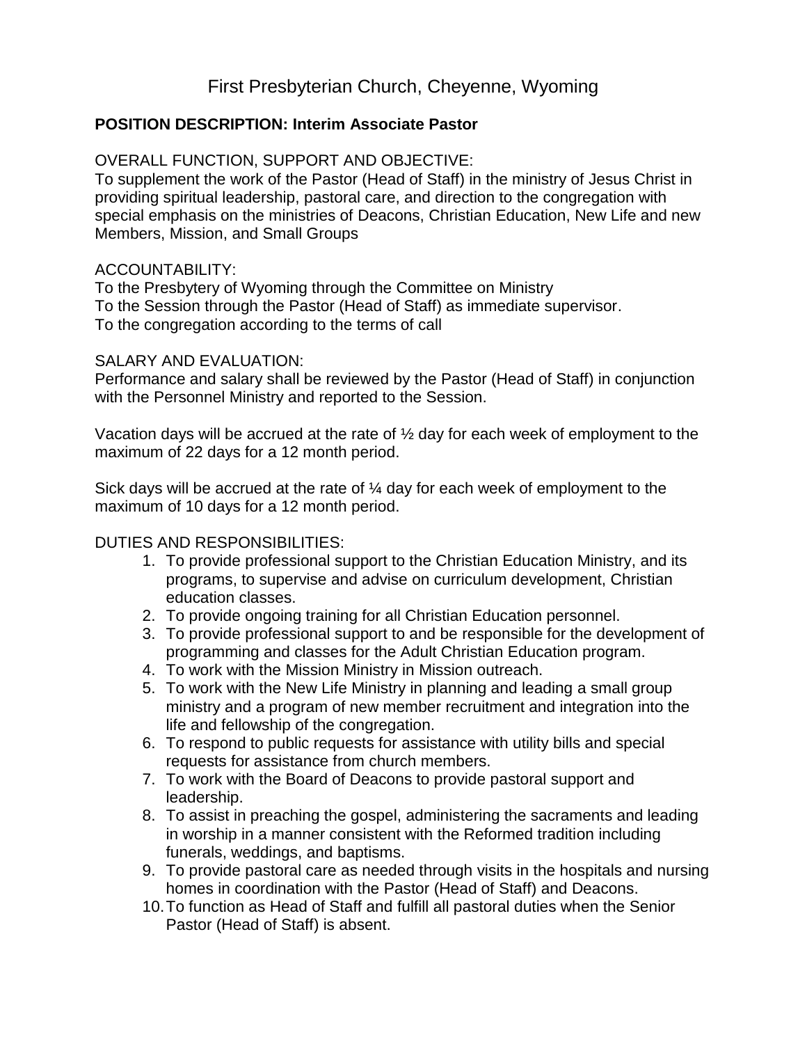# First Presbyterian Church, Cheyenne, Wyoming

**POSITION DESCRIPTION: Interim Associate Pastor**

OVERALL FUNCTION, SUPPORT AND OBJECTIVE:
To supplement the work of the Pastor (Head of Staff) in the ministry of Jesus Christ in providing spiritual leadership, pastoral care, and direction to the congregation with special emphasis on the ministries of Deacons, Christian Education, New Life and new Members, Mission, and Small Groups

ACCOUNTABILITY:
To the Presbytery of Wyoming through the Committee on Ministry
To the Session through the Pastor (Head of Staff) as immediate supervisor.
To the congregation according to the terms of call

SALARY AND EVALUATION:
Performance and salary shall be reviewed by the Pastor (Head of Staff) in conjunction with the Personnel Ministry and reported to the Session.

Vacation days will be accrued at the rate of ½ day for each week of employment to the maximum of 22 days for a 12 month period.

Sick days will be accrued at the rate of ¼ day for each week of employment to the maximum of 10 days for a 12 month period.

DUTIES AND RESPONSIBILITIES:

1. To provide professional support to the Christian Education Ministry, and its programs, to supervise and advise on curriculum development, Christian education classes.
2. To provide ongoing training for all Christian Education personnel.
3. To provide professional support to and be responsible for the development of programming and classes for the Adult Christian Education program.
4. To work with the Mission Ministry in Mission outreach.
5. To work with the New Life Ministry in planning and leading a small group ministry and a program of new member recruitment and integration into the life and fellowship of the congregation.
6. To respond to public requests for assistance with utility bills and special requests for assistance from church members.
7. To work with the Board of Deacons to provide pastoral support and leadership.
8. To assist in preaching the gospel, administering the sacraments and leading in worship in a manner consistent with the Reformed tradition including funerals, weddings, and baptisms.
9. To provide pastoral care as needed through visits in the hospitals and nursing homes in coordination with the Pastor (Head of Staff) and Deacons.
10. To function as Head of Staff and fulfill all pastoral duties when the Senior Pastor (Head of Staff) is absent.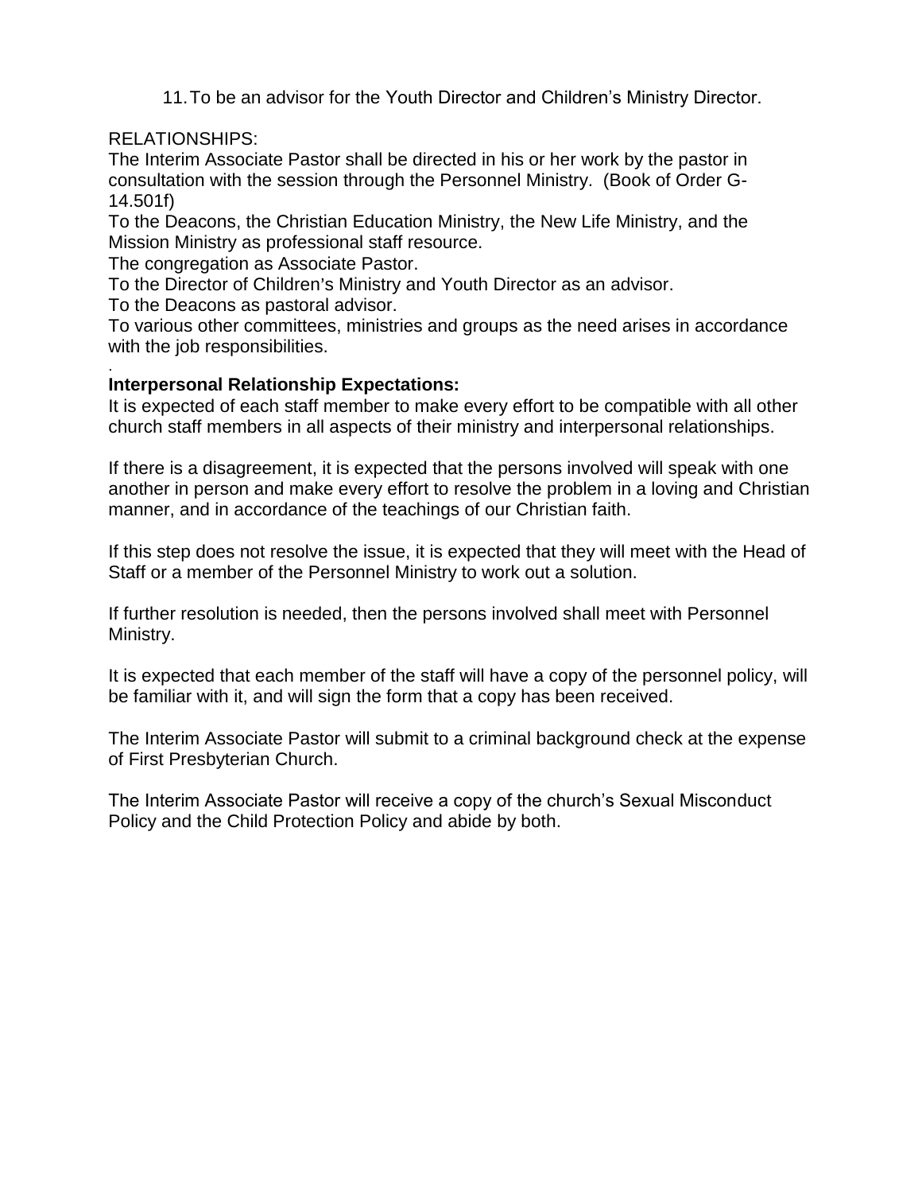11. To be an advisor for the Youth Director and Children's Ministry Director.

RELATIONSHIPS:

The Interim Associate Pastor shall be directed in his or her work by the pastor in consultation with the session through the Personnel Ministry. (Book of Order G-14.501f)

To the Deacons, the Christian Education Ministry, the New Life Ministry, and the Mission Ministry as professional staff resource.

The congregation as Associate Pastor.

To the Director of Children's Ministry and Youth Director as an advisor.

To the Deacons as pastoral advisor.

To various other committees, ministries and groups as the need arises in accordance with the job responsibilities.

.

**Interpersonal Relationship Expectations:**

It is expected of each staff member to make every effort to be compatible with all other church staff members in all aspects of their ministry and interpersonal relationships.

If there is a disagreement, it is expected that the persons involved will speak with one another in person and make every effort to resolve the problem in a loving and Christian manner, and in accordance of the teachings of our Christian faith.

If this step does not resolve the issue, it is expected that they will meet with the Head of Staff or a member of the Personnel Ministry to work out a solution.

If further resolution is needed, then the persons involved shall meet with Personnel Ministry.

It is expected that each member of the staff will have a copy of the personnel policy, will be familiar with it, and will sign the form that a copy has been received.

The Interim Associate Pastor will submit to a criminal background check at the expense of First Presbyterian Church.

The Interim Associate Pastor will receive a copy of the church's Sexual Misconduct Policy and the Child Protection Policy and abide by both.